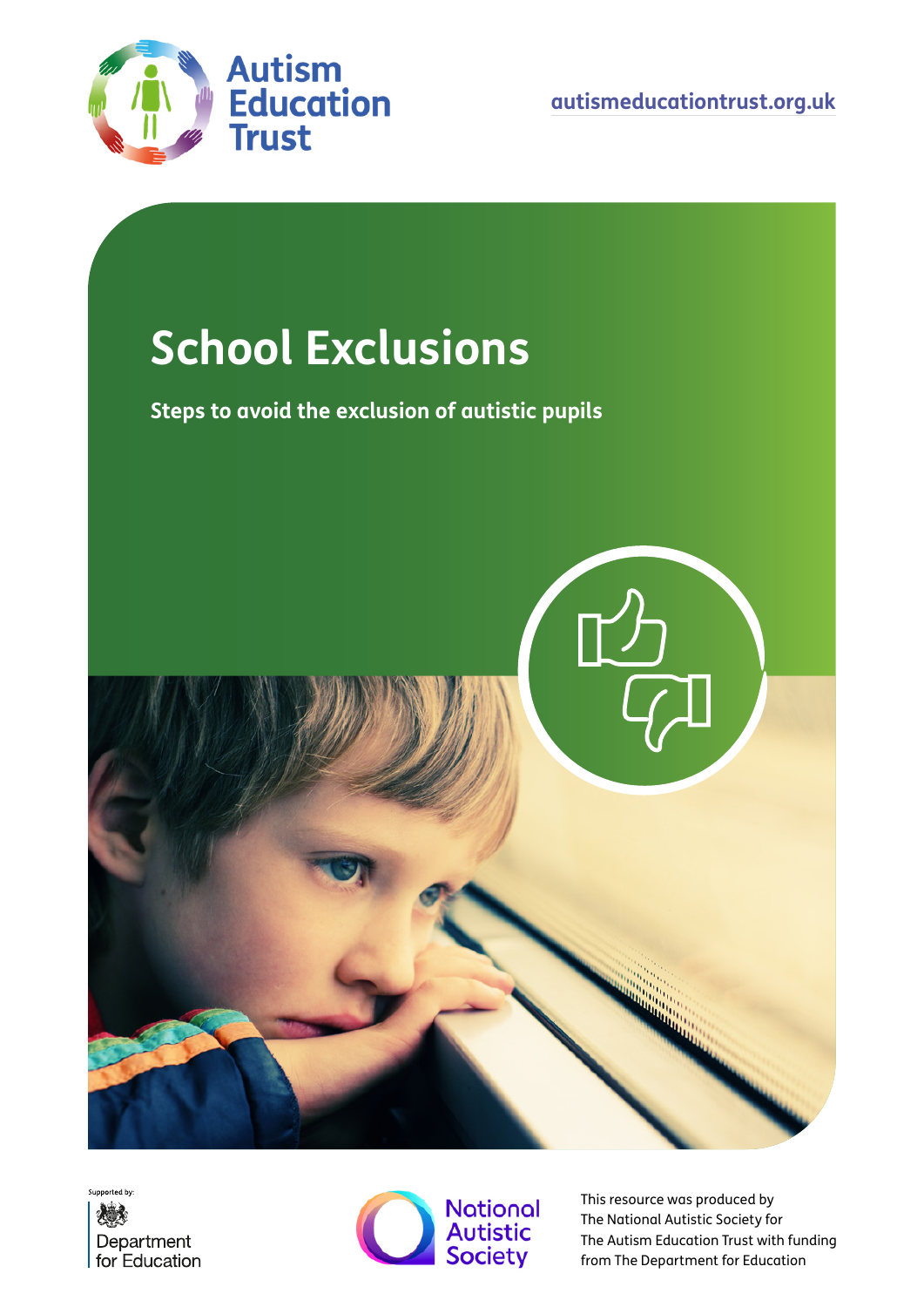Autism Education Trust

autismeducationtrust.org.uk

# School Exclusions

**Steps to avoid the exclusion of autistic pupils**

Supported by:

Department for Education

National Autistic Society

This resource was produced by The National Autistic Society for The Autism Education Trust with funding from The Department for Education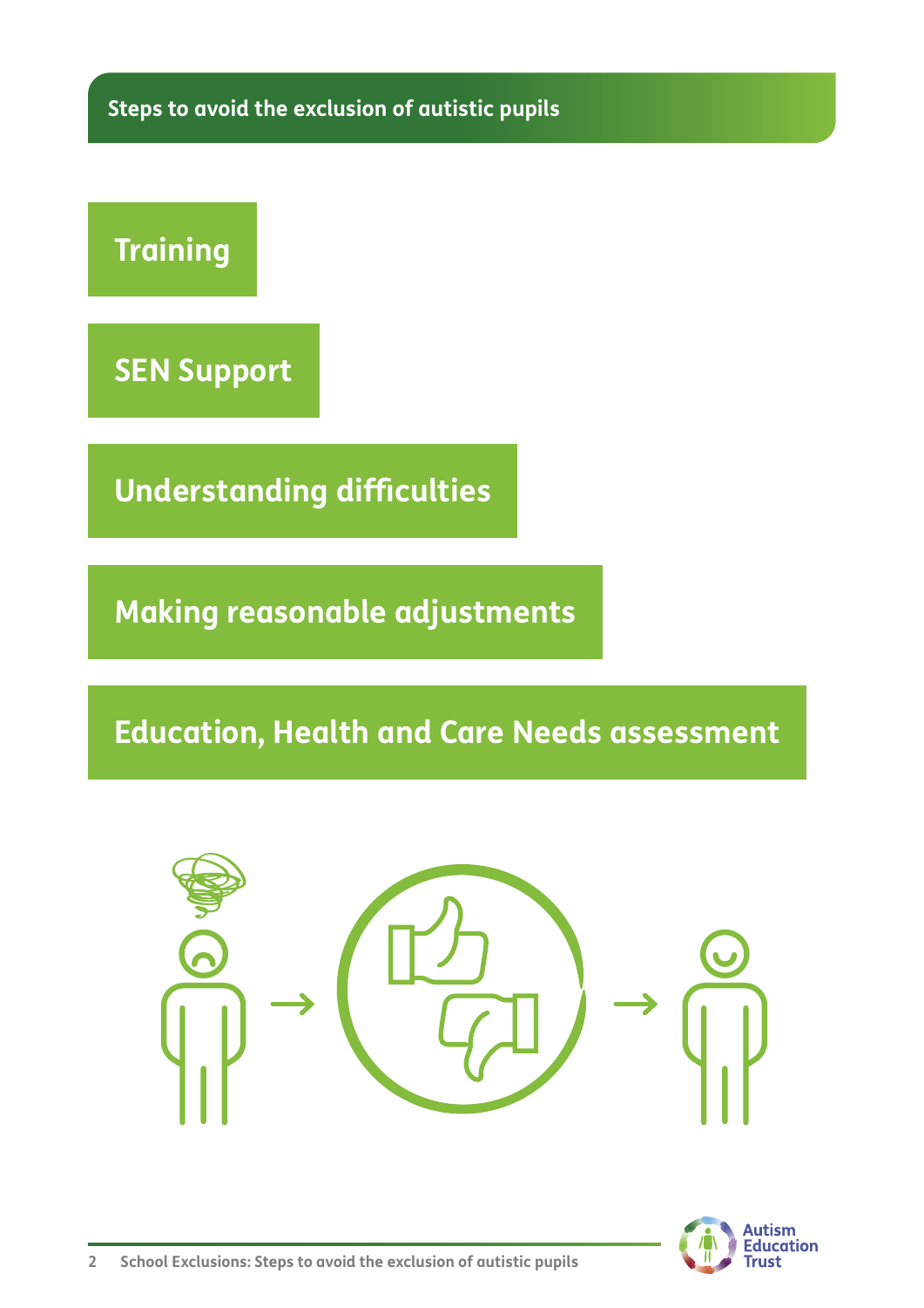## Steps to avoid the exclusion of autistic pupils

**Training**

**SEN Support**

**Understanding difficulties**

**Making reasonable adjustments**

**Education, Health and Care Needs assessment**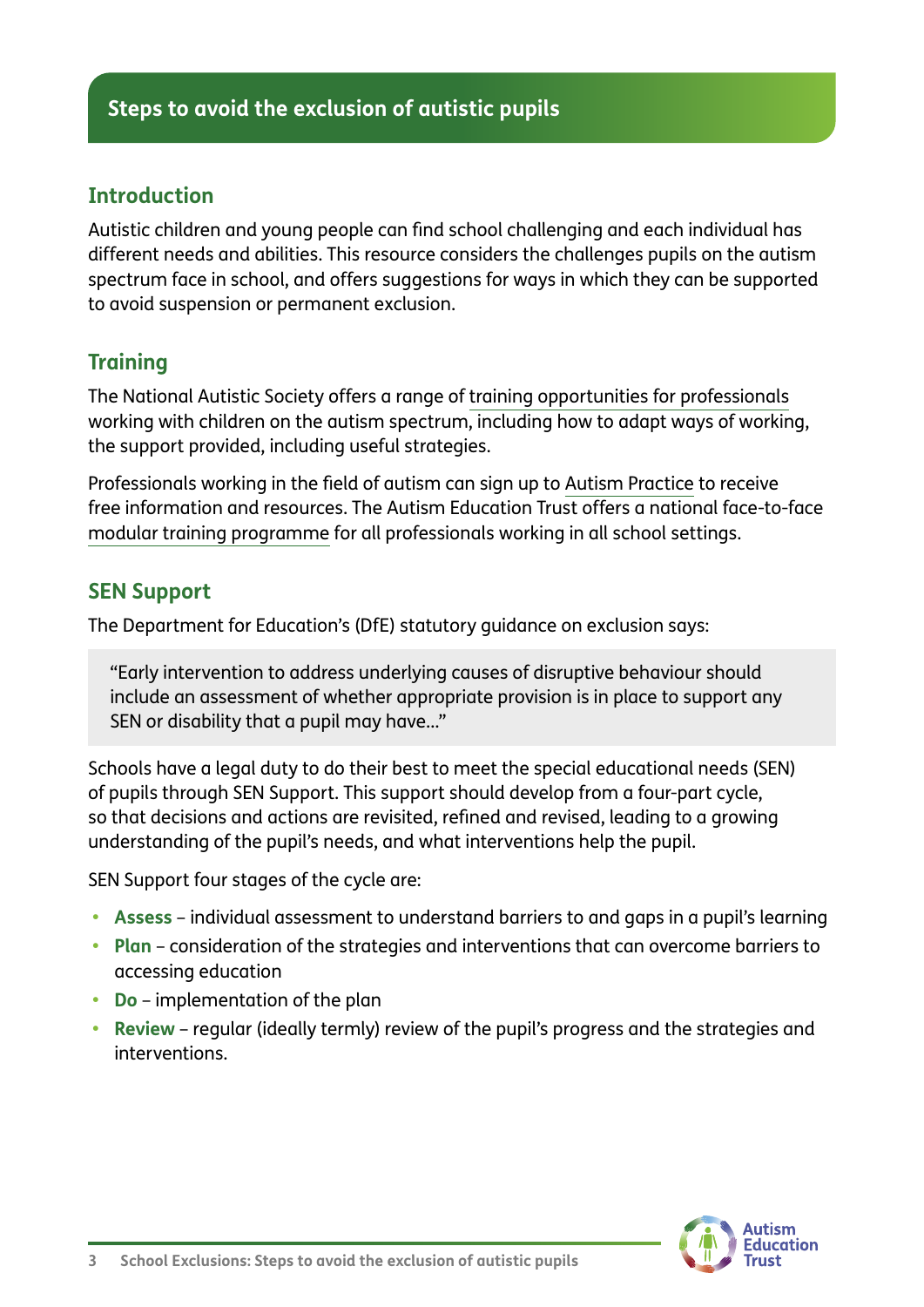# Steps to avoid the exclusion of autistic pupils

## Introduction

Autistic children and young people can find school challenging and each individual has different needs and abilities. This resource considers the challenges pupils on the autism spectrum face in school, and offers suggestions for ways in which they can be supported to avoid suspension or permanent exclusion.

## Training

The National Autistic Society offers a range of training opportunities for professionals working with children on the autism spectrum, including how to adapt ways of working, the support provided, including useful strategies.

Professionals working in the field of autism can sign up to Autism Practice to receive free information and resources. The Autism Education Trust offers a national face-to-face modular training programme for all professionals working in all school settings.

## SEN Support

The Department for Education's (DfE) statutory guidance on exclusion says:

> "Early intervention to address underlying causes of disruptive behaviour should include an assessment of whether appropriate provision is in place to support any SEN or disability that a pupil may have..."

Schools have a legal duty to do their best to meet the special educational needs (SEN) of pupils through SEN Support. This support should develop from a four-part cycle, so that decisions and actions are revisited, refined and revised, leading to a growing understanding of the pupil's needs, and what interventions help the pupil.

SEN Support four stages of the cycle are:

- **Assess** – individual assessment to understand barriers to and gaps in a pupil's learning
- **Plan** – consideration of the strategies and interventions that can overcome barriers to accessing education
- **Do** – implementation of the plan
- **Review** – regular (ideally termly) review of the pupil's progress and the strategies and interventions.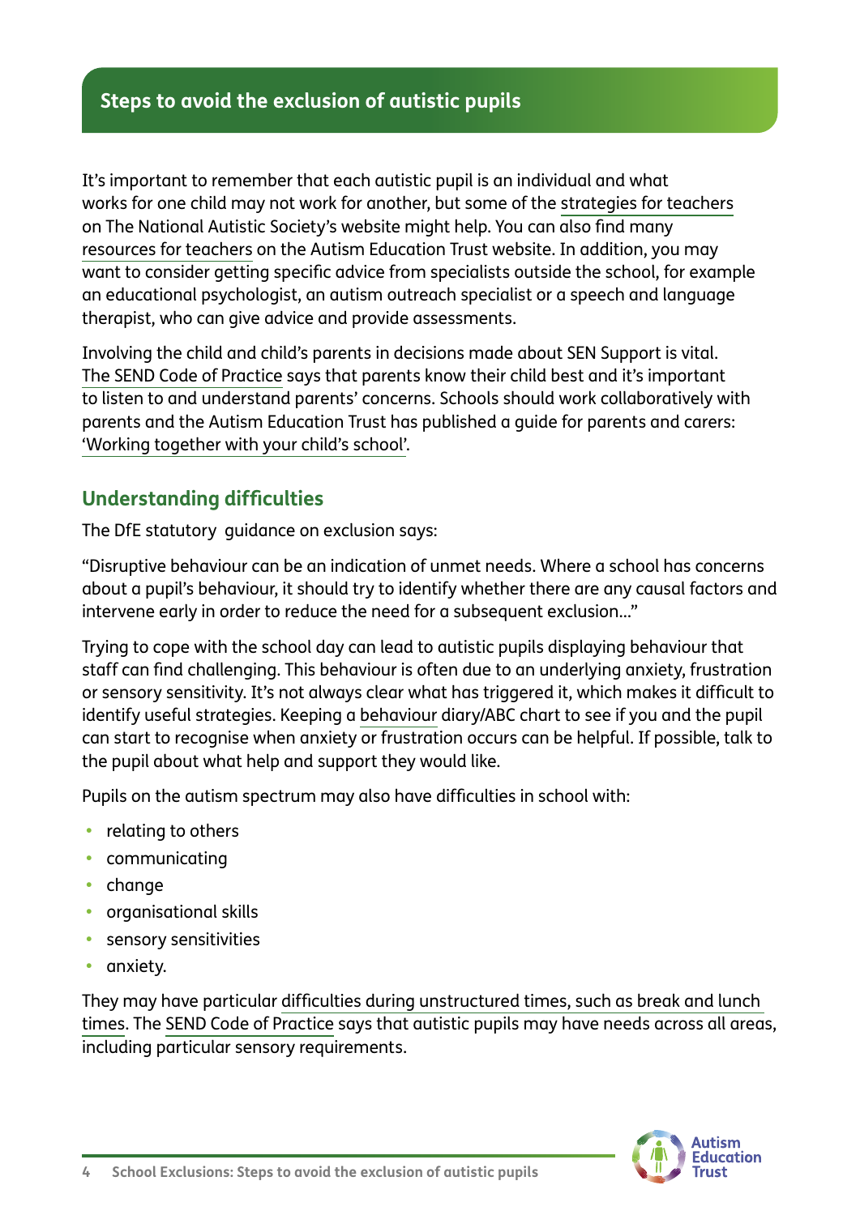## Steps to avoid the exclusion of autistic pupils

It's important to remember that each autistic pupil is an individual and what works for one child may not work for another, but some of the strategies for teachers on The National Autistic Society's website might help. You can also find many resources for teachers on the Autism Education Trust website. In addition, you may want to consider getting specific advice from specialists outside the school, for example an educational psychologist, an autism outreach specialist or a speech and language therapist, who can give advice and provide assessments.

Involving the child and child's parents in decisions made about SEN Support is vital. The SEND Code of Practice says that parents know their child best and it's important to listen to and understand parents' concerns. Schools should work collaboratively with parents and the Autism Education Trust has published a guide for parents and carers: 'Working together with your child's school'.

### Understanding difficulties

The DfE statutory guidance on exclusion says:

"Disruptive behaviour can be an indication of unmet needs. Where a school has concerns about a pupil's behaviour, it should try to identify whether there are any causal factors and intervene early in order to reduce the need for a subsequent exclusion..."

Trying to cope with the school day can lead to autistic pupils displaying behaviour that staff can find challenging. This behaviour is often due to an underlying anxiety, frustration or sensory sensitivity. It's not always clear what has triggered it, which makes it difficult to identify useful strategies. Keeping a behaviour diary/ABC chart to see if you and the pupil can start to recognise when anxiety or frustration occurs can be helpful. If possible, talk to the pupil about what help and support they would like.

Pupils on the autism spectrum may also have difficulties in school with:

- relating to others
- communicating
- change
- organisational skills
- sensory sensitivities
- anxiety.

They may have particular difficulties during unstructured times, such as break and lunch times. The SEND Code of Practice says that autistic pupils may have needs across all areas, including particular sensory requirements.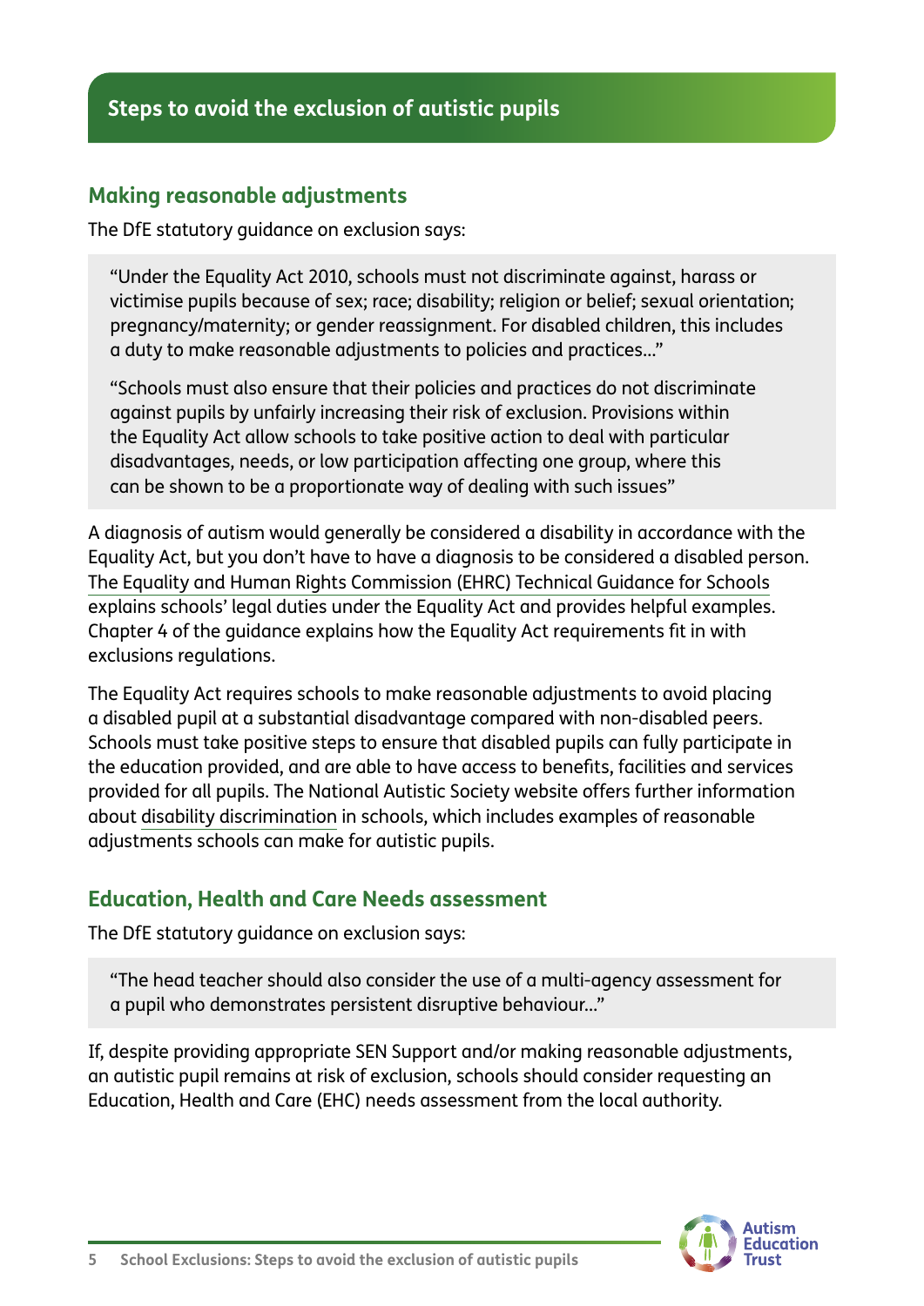## Steps to avoid the exclusion of autistic pupils

### Making reasonable adjustments

The DfE statutory guidance on exclusion says:

> "Under the Equality Act 2010, schools must not discriminate against, harass or victimise pupils because of sex; race; disability; religion or belief; sexual orientation; pregnancy/maternity; or gender reassignment. For disabled children, this includes a duty to make reasonable adjustments to policies and practices..."
>
> "Schools must also ensure that their policies and practices do not discriminate against pupils by unfairly increasing their risk of exclusion. Provisions within the Equality Act allow schools to take positive action to deal with particular disadvantages, needs, or low participation affecting one group, where this can be shown to be a proportionate way of dealing with such issues"

A diagnosis of autism would generally be considered a disability in accordance with the Equality Act, but you don't have to have a diagnosis to be considered a disabled person. The Equality and Human Rights Commission (EHRC) Technical Guidance for Schools explains schools' legal duties under the Equality Act and provides helpful examples. Chapter 4 of the guidance explains how the Equality Act requirements fit in with exclusions regulations.

The Equality Act requires schools to make reasonable adjustments to avoid placing a disabled pupil at a substantial disadvantage compared with non-disabled peers. Schools must take positive steps to ensure that disabled pupils can fully participate in the education provided, and are able to have access to benefits, facilities and services provided for all pupils. The National Autistic Society website offers further information about disability discrimination in schools, which includes examples of reasonable adjustments schools can make for autistic pupils.

### Education, Health and Care Needs assessment

The DfE statutory guidance on exclusion says:

> "The head teacher should also consider the use of a multi-agency assessment for a pupil who demonstrates persistent disruptive behaviour..."

If, despite providing appropriate SEN Support and/or making reasonable adjustments, an autistic pupil remains at risk of exclusion, schools should consider requesting an Education, Health and Care (EHC) needs assessment from the local authority.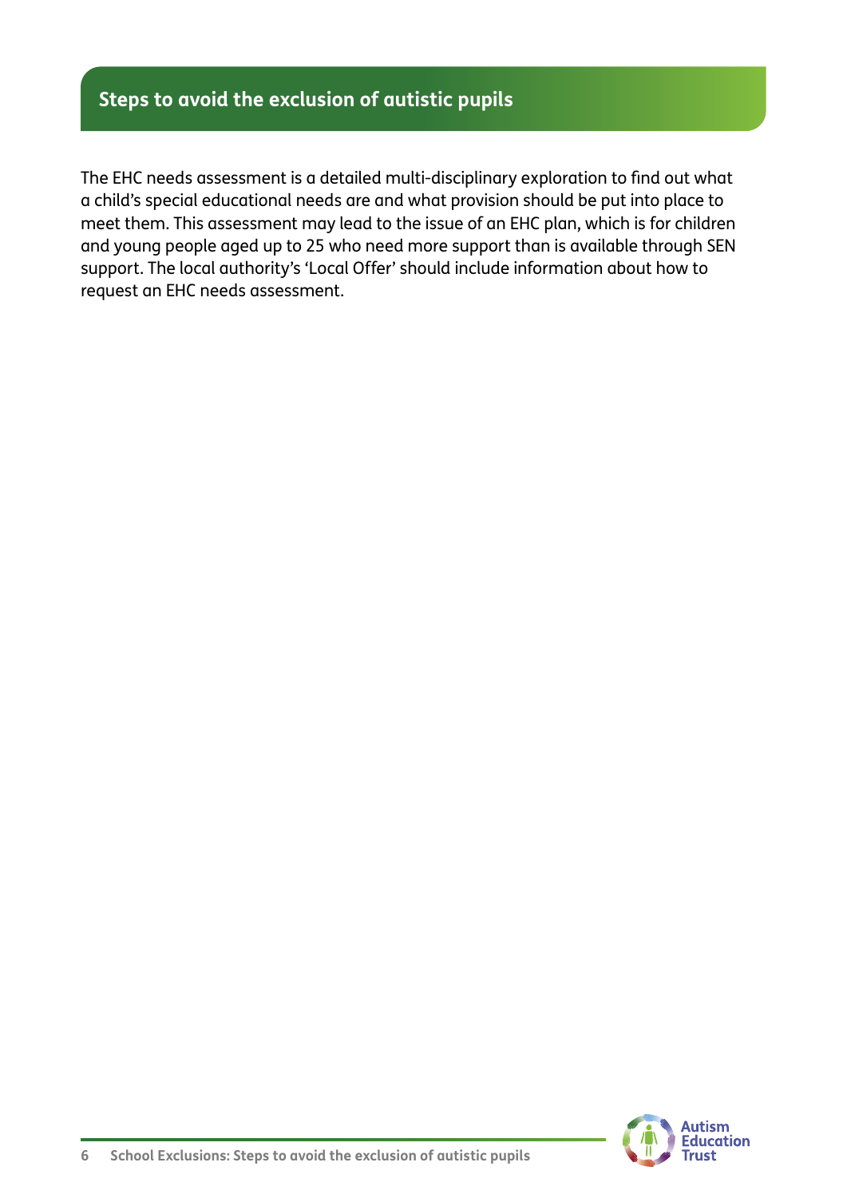## Steps to avoid the exclusion of autistic pupils

The EHC needs assessment is a detailed multi-disciplinary exploration to find out what a child's special educational needs are and what provision should be put into place to meet them. This assessment may lead to the issue of an EHC plan, which is for children and young people aged up to 25 who need more support than is available through SEN support. The local authority's 'Local Offer' should include information about how to request an EHC needs assessment.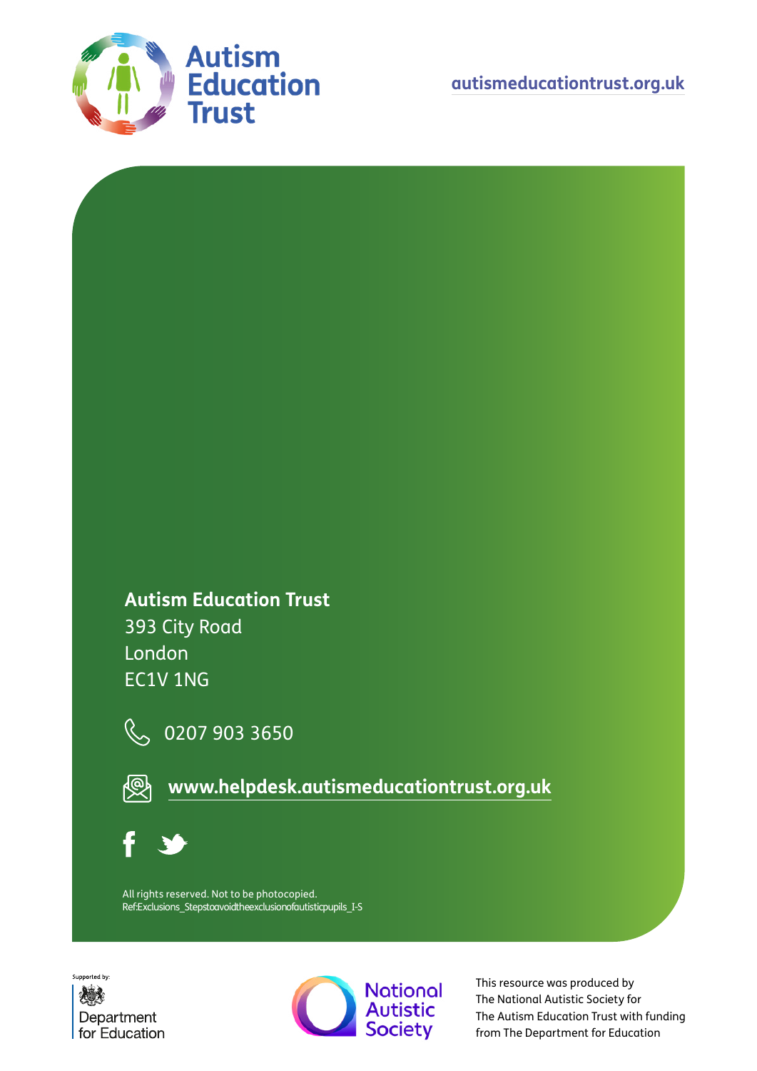Autism Education Trust

autismeducationtrust.org.uk

**Autism Education Trust**
393 City Road
London
EC1V 1NG

0207 903 3650

**www.helpdesk.autismeducationtrust.org.uk**

All rights reserved. Not to be photocopied.
Ref:Exclusions_Stepstoavoidtheexclusionofautisticpupils_I-S

Supported by:
Department for Education

National Autistic Society

This resource was produced by The National Autistic Society for The Autism Education Trust with funding from The Department for Education